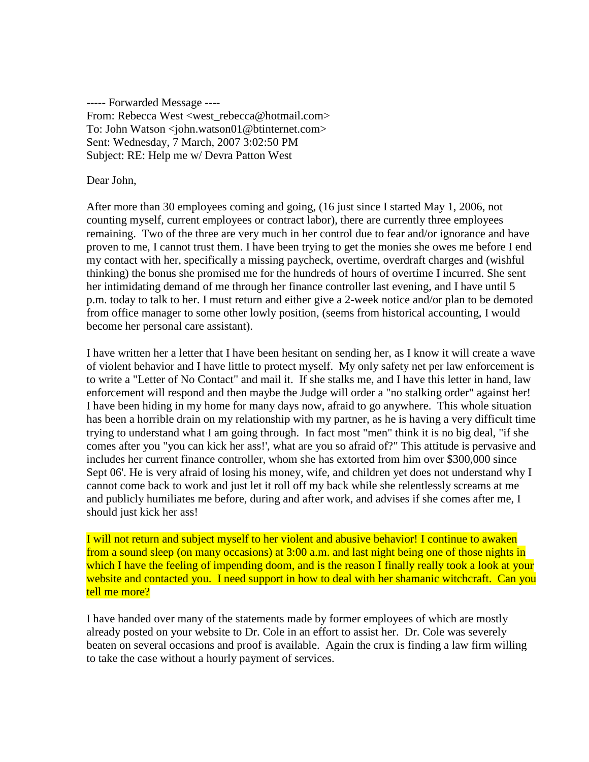----- Forwarded Message ----
From: Rebecca West <west_rebecca@hotmail.com>
To: John Watson <john.watson01@btinternet.com>
Sent: Wednesday, 7 March, 2007 3:02:50 PM
Subject: RE: Help me w/ Devra Patton West

Dear John,

After more than 30 employees coming and going, (16 just since I started May 1, 2006, not counting myself, current employees or contract labor), there are currently three employees remaining. Two of the three are very much in her control due to fear and/or ignorance and have proven to me, I cannot trust them. I have been trying to get the monies she owes me before I end my contact with her, specifically a missing paycheck, overtime, overdraft charges and (wishful thinking) the bonus she promised me for the hundreds of hours of overtime I incurred. She sent her intimidating demand of me through her finance controller last evening, and I have until 5 p.m. today to talk to her. I must return and either give a 2-week notice and/or plan to be demoted from office manager to some other lowly position, (seems from historical accounting, I would become her personal care assistant).

I have written her a letter that I have been hesitant on sending her, as I know it will create a wave of violent behavior and I have little to protect myself. My only safety net per law enforcement is to write a "Letter of No Contact" and mail it. If she stalks me, and I have this letter in hand, law enforcement will respond and then maybe the Judge will order a "no stalking order" against her! I have been hiding in my home for many days now, afraid to go anywhere. This whole situation has been a horrible drain on my relationship with my partner, as he is having a very difficult time trying to understand what I am going through. In fact most "men" think it is no big deal, "if she comes after you "you can kick her ass!', what are you so afraid of?" This attitude is pervasive and includes her current finance controller, whom she has extorted from him over $300,000 since Sept 06'. He is very afraid of losing his money, wife, and children yet does not understand why I cannot come back to work and just let it roll off my back while she relentlessly screams at me and publicly humiliates me before, during and after work, and advises if she comes after me, I should just kick her ass!

I will not return and subject myself to her violent and abusive behavior! I continue to awaken from a sound sleep (on many occasions) at 3:00 a.m. and last night being one of those nights in which I have the feeling of impending doom, and is the reason I finally really took a look at your website and contacted you. I need support in how to deal with her shamanic witchcraft. Can you tell me more?

I have handed over many of the statements made by former employees of which are mostly already posted on your website to Dr. Cole in an effort to assist her. Dr. Cole was severely beaten on several occasions and proof is available. Again the crux is finding a law firm willing to take the case without a hourly payment of services.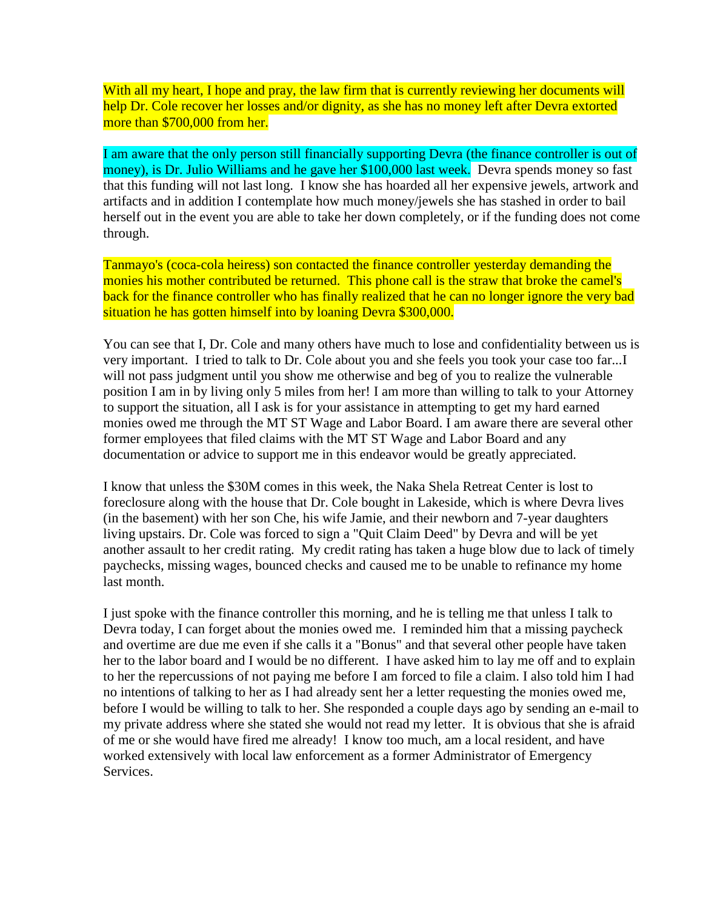With all my heart, I hope and pray, the law firm that is currently reviewing her documents will help Dr. Cole recover her losses and/or dignity, as she has no money left after Devra extorted more than $700,000 from her.

I am aware that the only person still financially supporting Devra (the finance controller is out of money), is Dr. Julio Williams and he gave her $100,000 last week. Devra spends money so fast that this funding will not last long. I know she has hoarded all her expensive jewels, artwork and artifacts and in addition I contemplate how much money/jewels she has stashed in order to bail herself out in the event you are able to take her down completely, or if the funding does not come through.

Tanmayo's (coca-cola heiress) son contacted the finance controller yesterday demanding the monies his mother contributed be returned. This phone call is the straw that broke the camel's back for the finance controller who has finally realized that he can no longer ignore the very bad situation he has gotten himself into by loaning Devra $300,000.

You can see that I, Dr. Cole and many others have much to lose and confidentiality between us is very important. I tried to talk to Dr. Cole about you and she feels you took your case too far...I will not pass judgment until you show me otherwise and beg of you to realize the vulnerable position I am in by living only 5 miles from her! I am more than willing to talk to your Attorney to support the situation, all I ask is for your assistance in attempting to get my hard earned monies owed me through the MT ST Wage and Labor Board. I am aware there are several other former employees that filed claims with the MT ST Wage and Labor Board and any documentation or advice to support me in this endeavor would be greatly appreciated.

I know that unless the $30M comes in this week, the Naka Shela Retreat Center is lost to foreclosure along with the house that Dr. Cole bought in Lakeside, which is where Devra lives (in the basement) with her son Che, his wife Jamie, and their newborn and 7-year daughters living upstairs. Dr. Cole was forced to sign a "Quit Claim Deed" by Devra and will be yet another assault to her credit rating. My credit rating has taken a huge blow due to lack of timely paychecks, missing wages, bounced checks and caused me to be unable to refinance my home last month.

I just spoke with the finance controller this morning, and he is telling me that unless I talk to Devra today, I can forget about the monies owed me. I reminded him that a missing paycheck and overtime are due me even if she calls it a "Bonus" and that several other people have taken her to the labor board and I would be no different. I have asked him to lay me off and to explain to her the repercussions of not paying me before I am forced to file a claim. I also told him I had no intentions of talking to her as I had already sent her a letter requesting the monies owed me, before I would be willing to talk to her. She responded a couple days ago by sending an e-mail to my private address where she stated she would not read my letter. It is obvious that she is afraid of me or she would have fired me already! I know too much, am a local resident, and have worked extensively with local law enforcement as a former Administrator of Emergency Services.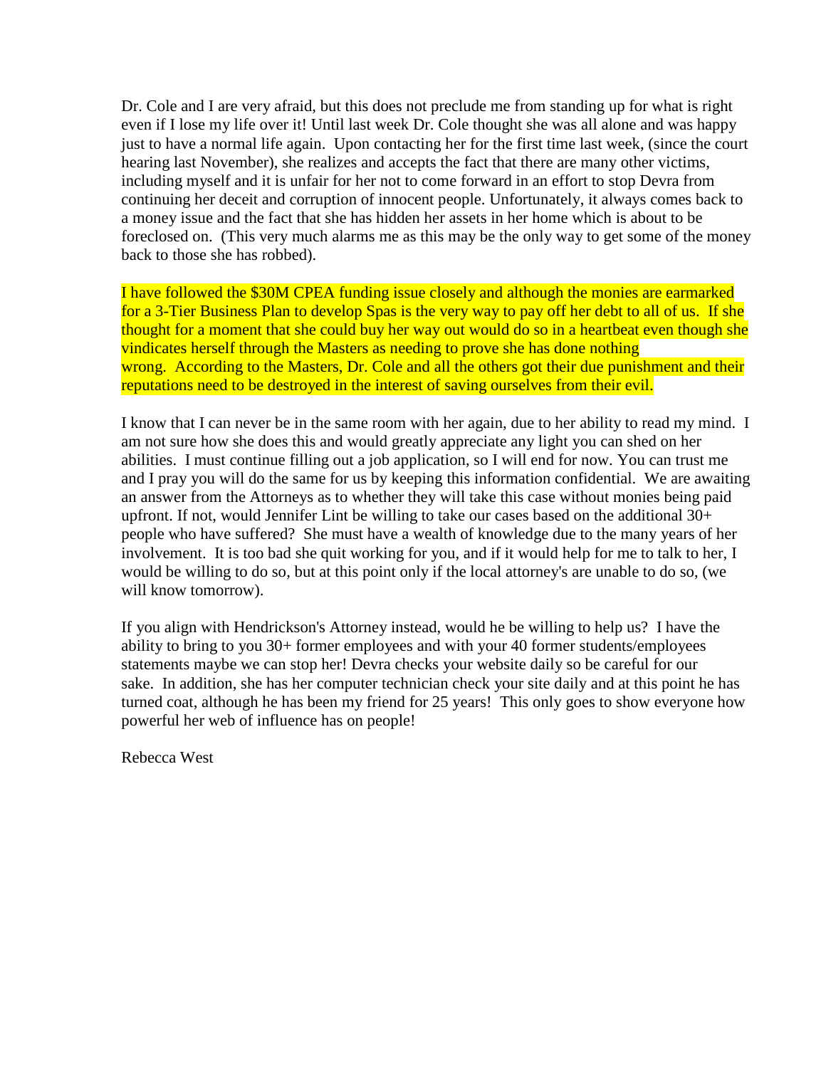Dr. Cole and I are very afraid, but this does not preclude me from standing up for what is right even if I lose my life over it! Until last week Dr. Cole thought she was all alone and was happy just to have a normal life again. Upon contacting her for the first time last week, (since the court hearing last November), she realizes and accepts the fact that there are many other victims, including myself and it is unfair for her not to come forward in an effort to stop Devra from continuing her deceit and corruption of innocent people. Unfortunately, it always comes back to a money issue and the fact that she has hidden her assets in her home which is about to be foreclosed on. (This very much alarms me as this may be the only way to get some of the money back to those she has robbed).

I have followed the $30M CPEA funding issue closely and although the monies are earmarked for a 3-Tier Business Plan to develop Spas is the very way to pay off her debt to all of us. If she thought for a moment that she could buy her way out would do so in a heartbeat even though she vindicates herself through the Masters as needing to prove she has done nothing wrong. According to the Masters, Dr. Cole and all the others got their due punishment and their reputations need to be destroyed in the interest of saving ourselves from their evil.

I know that I can never be in the same room with her again, due to her ability to read my mind. I am not sure how she does this and would greatly appreciate any light you can shed on her abilities. I must continue filling out a job application, so I will end for now. You can trust me and I pray you will do the same for us by keeping this information confidential. We are awaiting an answer from the Attorneys as to whether they will take this case without monies being paid upfront. If not, would Jennifer Lint be willing to take our cases based on the additional 30+ people who have suffered? She must have a wealth of knowledge due to the many years of her involvement. It is too bad she quit working for you, and if it would help for me to talk to her, I would be willing to do so, but at this point only if the local attorney's are unable to do so, (we will know tomorrow).

If you align with Hendrickson's Attorney instead, would he be willing to help us? I have the ability to bring to you 30+ former employees and with your 40 former students/employees statements maybe we can stop her! Devra checks your website daily so be careful for our sake. In addition, she has her computer technician check your site daily and at this point he has turned coat, although he has been my friend for 25 years! This only goes to show everyone how powerful her web of influence has on people!

Rebecca West